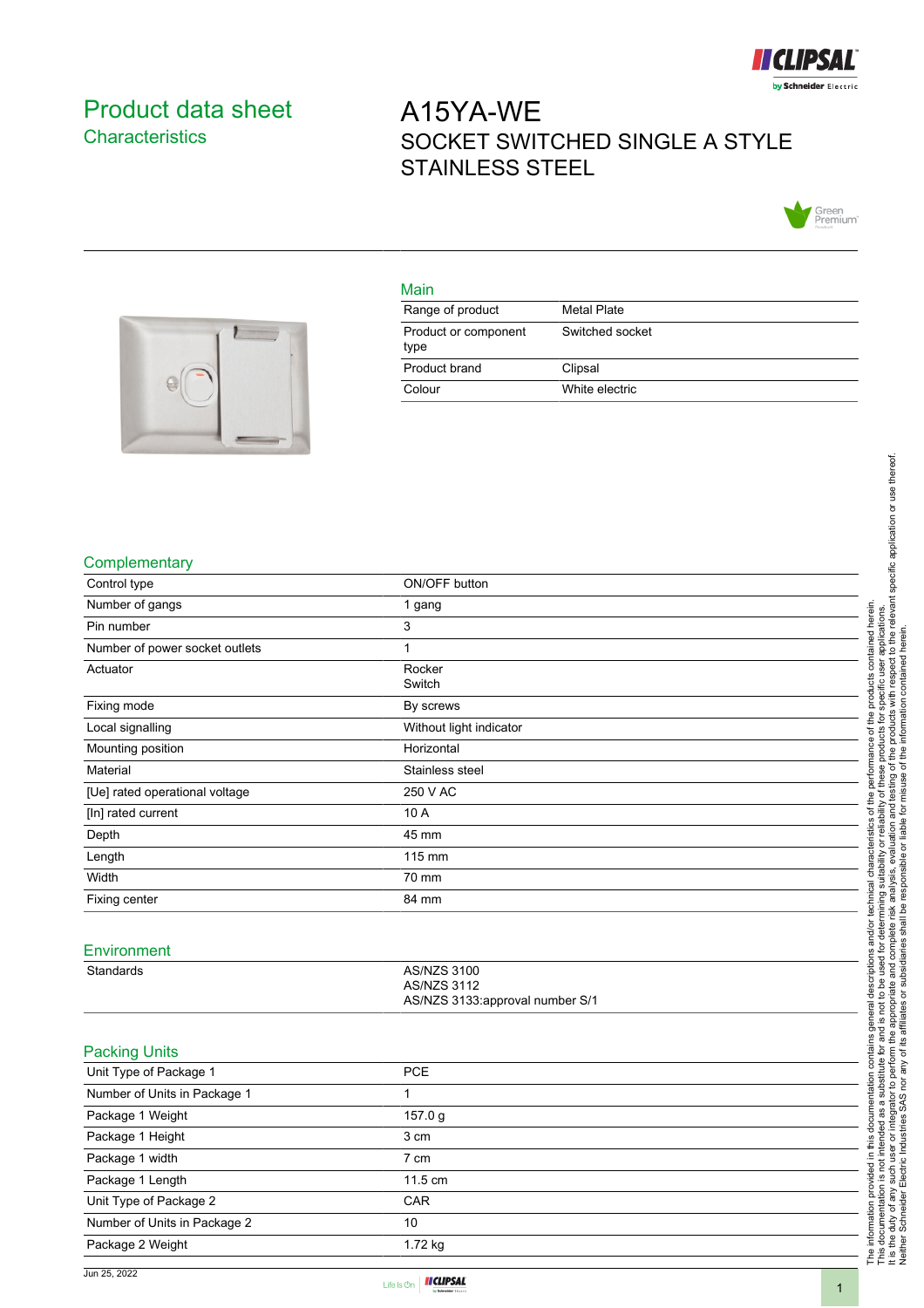# Product data sheet
## Characteristics

# A15YA-WE
SOCKET SWITCHED SINGLE A STYLE STAINLESS STEEL

## Main

| | |
|---|---|
| Range of product | Metal Plate |
| Product or component type | Switched socket |
| Product brand | Clipsal |
| Colour | White electric |

## Complementary

| | |
|---|---|
| Control type | ON/OFF button |
| Number of gangs | 1 gang |
| Pin number | 3 |
| Number of power socket outlets | 1 |
| Actuator | Rocker<br>Switch |
| Fixing mode | By screws |
| Local signalling | Without light indicator |
| Mounting position | Horizontal |
| Material | Stainless steel |
| [Ue] rated operational voltage | 250 V AC |
| [In] rated current | 10 A |
| Depth | 45 mm |
| Length | 115 mm |
| Width | 70 mm |
| Fixing center | 84 mm |

## Environment

| | |
|---|---|
| Standards | AS/NZS 3100<br>AS/NZS 3112<br>AS/NZS 3133:approval number S/1 |

## Packing Units

| | |
|---|---|
| Unit Type of Package 1 | PCE |
| Number of Units in Package 1 | 1 |
| Package 1 Weight | 157.0 g |
| Package 1 Height | 3 cm |
| Package 1 width | 7 cm |
| Package 1 Length | 11.5 cm |
| Unit Type of Package 2 | CAR |
| Number of Units in Package 2 | 10 |
| Package 2 Weight | 1.72 kg |

The information provided in this documentation contains general descriptions and/or technical characteristics of the performance of the products contained herein. This documentation is not intended as a substitute for and is not to be used for determining suitability or reliability of these products for specific user applications. It is the duty of any such user or integrator to perform the appropriate and complete risk analysis, evaluation and testing of the products with respect to the relevant specific application or use thereof. Neither Schneider Electric Industries SAS nor any of its affiliates or subsidiaries shall be responsible or liable for misuse of the information contained herein.

Jun 25, 2022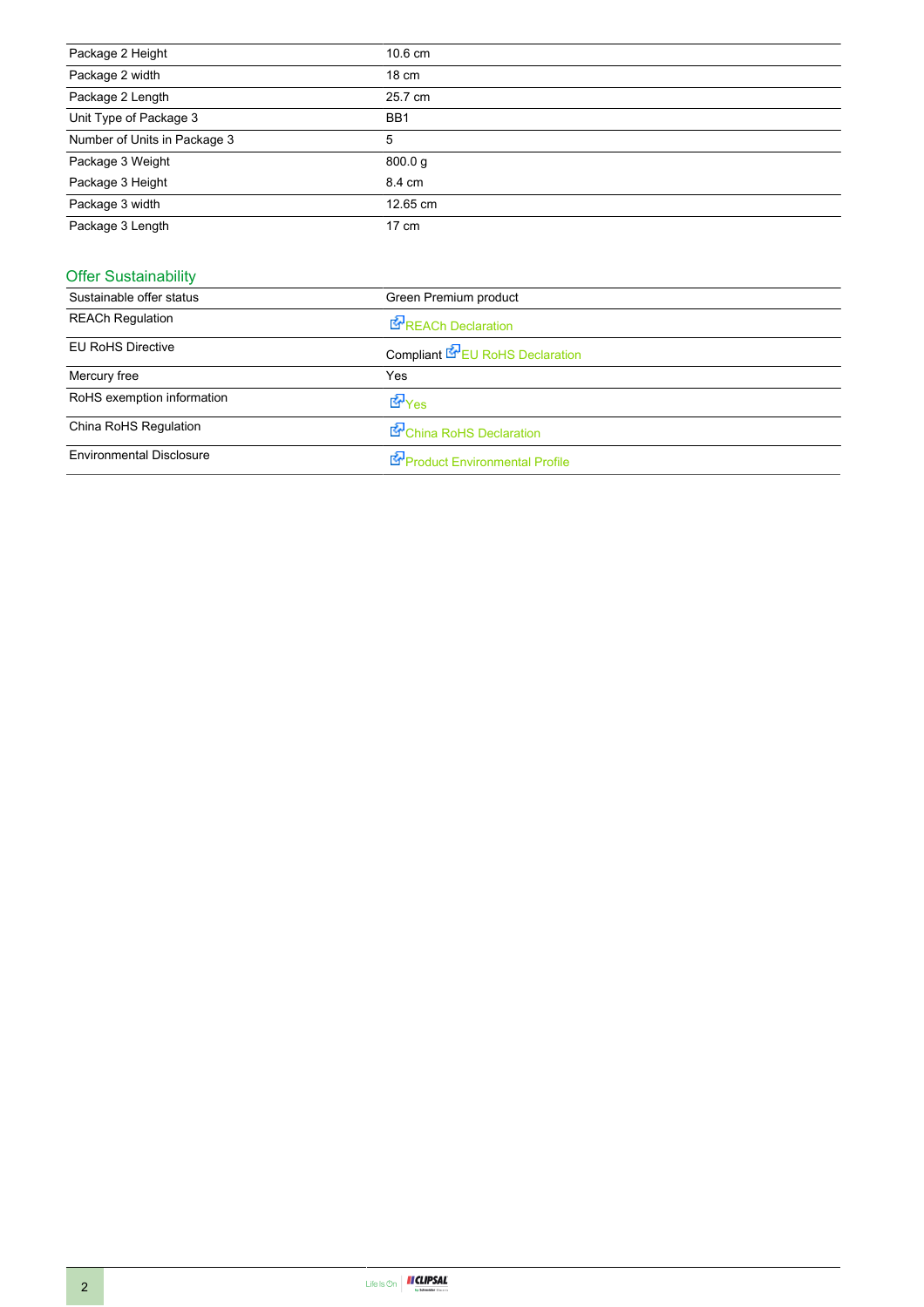| | |
|---|---|
| Package 2 Height | 10.6 cm |
| Package 2 width | 18 cm |
| Package 2 Length | 25.7 cm |
| Unit Type of Package 3 | BB1 |
| Number of Units in Package 3 | 5 |
| Package 3 Weight | 800.0 g |
| Package 3 Height | 8.4 cm |
| Package 3 width | 12.65 cm |
| Package 3 Length | 17 cm |

## Offer Sustainability

| | |
|---|---|
| Sustainable offer status | Green Premium product |
| REACh Regulation | REACh Declaration |
| EU RoHS Directive | Compliant EU RoHS Declaration |
| Mercury free | Yes |
| RoHS exemption information | Yes |
| China RoHS Regulation | China RoHS Declaration |
| Environmental Disclosure | Product Environmental Profile |